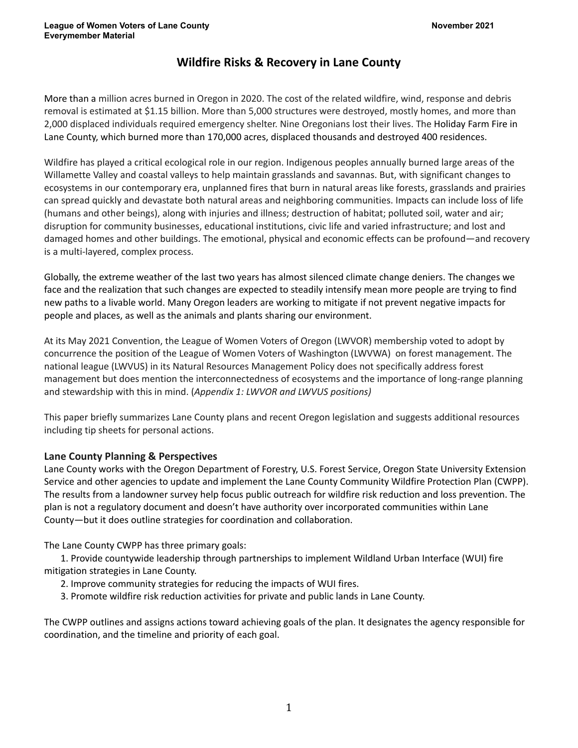**League of Women Voters of Lane County** **November 2021**
**Everymember Material**

# Wildfire Risks & Recovery in Lane County

More than a million acres burned in Oregon in 2020. The cost of the related wildfire, wind, response and debris removal is estimated at $1.15 billion. More than 5,000 structures were destroyed, mostly homes, and more than 2,000 displaced individuals required emergency shelter. Nine Oregonians lost their lives. The Holiday Farm Fire in Lane County, which burned more than 170,000 acres, displaced thousands and destroyed 400 residences.

Wildfire has played a critical ecological role in our region. Indigenous peoples annually burned large areas of the Willamette Valley and coastal valleys to help maintain grasslands and savannas. But, with significant changes to ecosystems in our contemporary era, unplanned fires that burn in natural areas like forests, grasslands and prairies can spread quickly and devastate both natural areas and neighboring communities. Impacts can include loss of life (humans and other beings), along with injuries and illness; destruction of habitat; polluted soil, water and air; disruption for community businesses, educational institutions, civic life and varied infrastructure; and lost and damaged homes and other buildings. The emotional, physical and economic effects can be profound—and recovery is a multi-layered, complex process.

Globally, the extreme weather of the last two years has almost silenced climate change deniers. The changes we face and the realization that such changes are expected to steadily intensify mean more people are trying to find new paths to a livable world. Many Oregon leaders are working to mitigate if not prevent negative impacts for people and places, as well as the animals and plants sharing our environment.

At its May 2021 Convention, the League of Women Voters of Oregon (LWVOR) membership voted to adopt by concurrence the position of the League of Women Voters of Washington (LWVWA) on forest management. The national league (LWVUS) in its Natural Resources Management Policy does not specifically address forest management but does mention the interconnectedness of ecosystems and the importance of long-range planning and stewardship with this in mind. (*Appendix 1: LWVOR and LWVUS positions)*

This paper briefly summarizes Lane County plans and recent Oregon legislation and suggests additional resources including tip sheets for personal actions.

### Lane County Planning & Perspectives

Lane County works with the Oregon Department of Forestry, U.S. Forest Service, Oregon State University Extension Service and other agencies to update and implement the Lane County Community Wildfire Protection Plan (CWPP). The results from a landowner survey help focus public outreach for wildfire risk reduction and loss prevention. The plan is not a regulatory document and doesn't have authority over incorporated communities within Lane County—but it does outline strategies for coordination and collaboration.

The Lane County CWPP has three primary goals:

1. Provide countywide leadership through partnerships to implement Wildland Urban Interface (WUI) fire mitigation strategies in Lane County.
2. Improve community strategies for reducing the impacts of WUI fires.
3. Promote wildfire risk reduction activities for private and public lands in Lane County.

The CWPP outlines and assigns actions toward achieving goals of the plan. It designates the agency responsible for coordination, and the timeline and priority of each goal.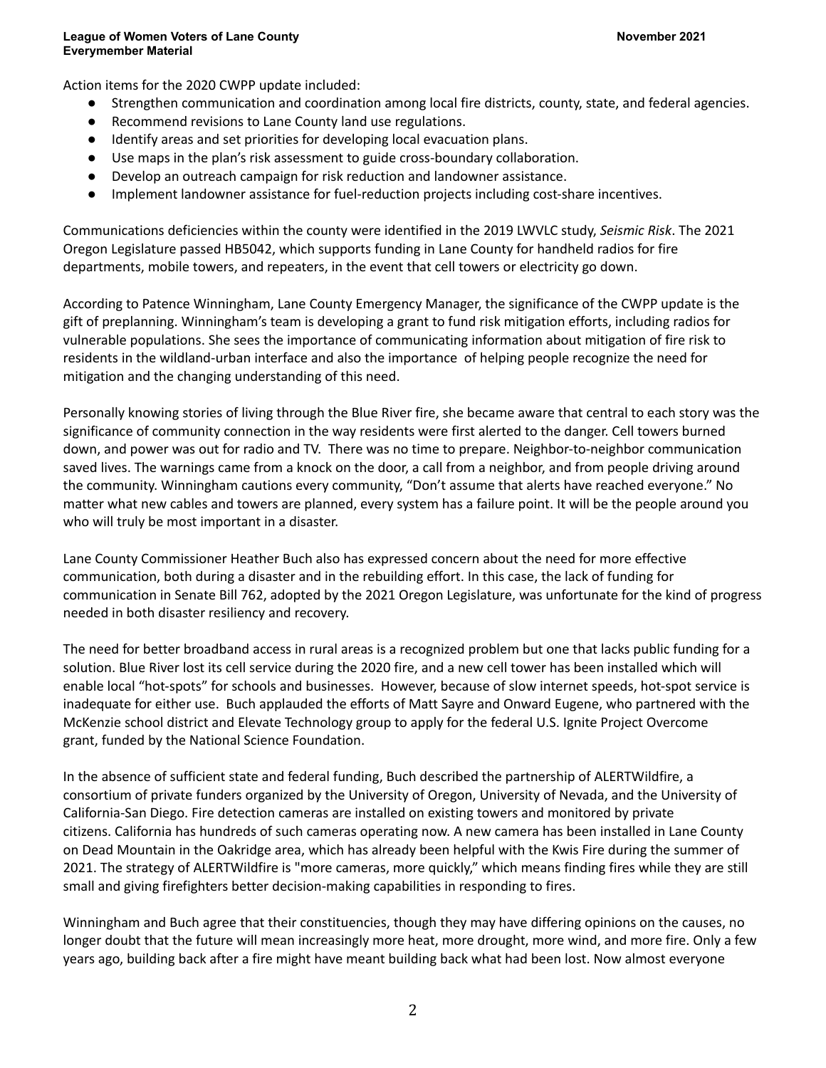Action items for the 2020 CWPP update included:

- Strengthen communication and coordination among local fire districts, county, state, and federal agencies.
- Recommend revisions to Lane County land use regulations.
- Identify areas and set priorities for developing local evacuation plans.
- Use maps in the plan's risk assessment to guide cross-boundary collaboration.
- Develop an outreach campaign for risk reduction and landowner assistance.
- Implement landowner assistance for fuel-reduction projects including cost-share incentives.

Communications deficiencies within the county were identified in the 2019 LWVLC study, *Seismic Risk*. The 2021 Oregon Legislature passed HB5042, which supports funding in Lane County for handheld radios for fire departments, mobile towers, and repeaters, in the event that cell towers or electricity go down.

According to Patence Winningham, Lane County Emergency Manager, the significance of the CWPP update is the gift of preplanning. Winningham's team is developing a grant to fund risk mitigation efforts, including radios for vulnerable populations. She sees the importance of communicating information about mitigation of fire risk to residents in the wildland-urban interface and also the importance of helping people recognize the need for mitigation and the changing understanding of this need.

Personally knowing stories of living through the Blue River fire, she became aware that central to each story was the significance of community connection in the way residents were first alerted to the danger. Cell towers burned down, and power was out for radio and TV. There was no time to prepare. Neighbor-to-neighbor communication saved lives. The warnings came from a knock on the door, a call from a neighbor, and from people driving around the community. Winningham cautions every community, "Don't assume that alerts have reached everyone." No matter what new cables and towers are planned, every system has a failure point. It will be the people around you who will truly be most important in a disaster.

Lane County Commissioner Heather Buch also has expressed concern about the need for more effective communication, both during a disaster and in the rebuilding effort. In this case, the lack of funding for communication in Senate Bill 762, adopted by the 2021 Oregon Legislature, was unfortunate for the kind of progress needed in both disaster resiliency and recovery.

The need for better broadband access in rural areas is a recognized problem but one that lacks public funding for a solution. Blue River lost its cell service during the 2020 fire, and a new cell tower has been installed which will enable local "hot-spots" for schools and businesses. However, because of slow internet speeds, hot-spot service is inadequate for either use. Buch applauded the efforts of Matt Sayre and Onward Eugene, who partnered with the McKenzie school district and Elevate Technology group to apply for the federal U.S. Ignite Project Overcome grant, funded by the National Science Foundation.

In the absence of sufficient state and federal funding, Buch described the partnership of ALERTWildfire, a consortium of private funders organized by the University of Oregon, University of Nevada, and the University of California-San Diego. Fire detection cameras are installed on existing towers and monitored by private citizens. California has hundreds of such cameras operating now. A new camera has been installed in Lane County on Dead Mountain in the Oakridge area, which has already been helpful with the Kwis Fire during the summer of 2021. The strategy of ALERTWildfire is "more cameras, more quickly," which means finding fires while they are still small and giving firefighters better decision-making capabilities in responding to fires.

Winningham and Buch agree that their constituencies, though they may have differing opinions on the causes, no longer doubt that the future will mean increasingly more heat, more drought, more wind, and more fire. Only a few years ago, building back after a fire might have meant building back what had been lost. Now almost everyone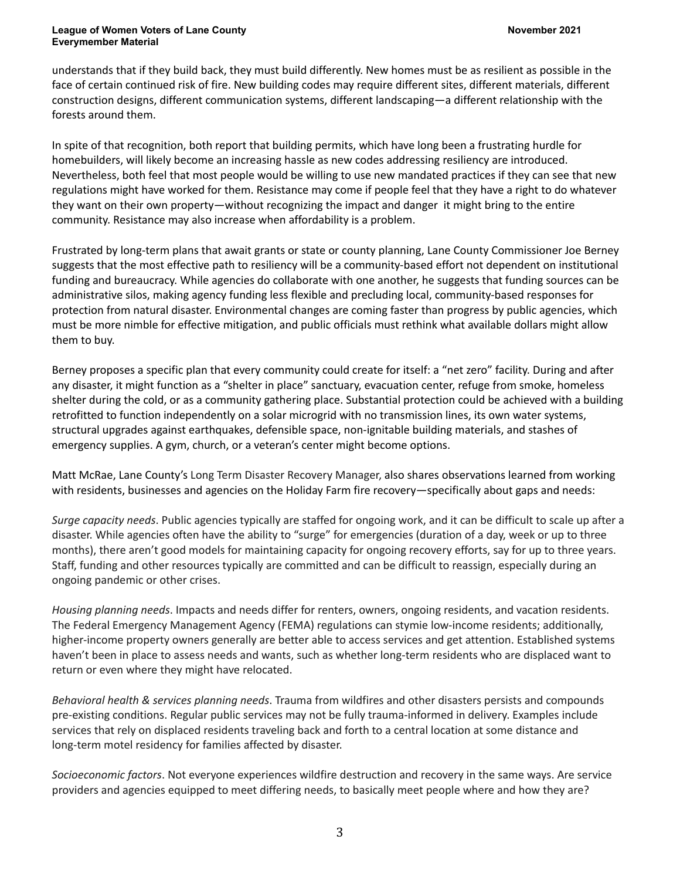understands that if they build back, they must build differently. New homes must be as resilient as possible in the face of certain continued risk of fire. New building codes may require different sites, different materials, different construction designs, different communication systems, different landscaping—a different relationship with the forests around them.

In spite of that recognition, both report that building permits, which have long been a frustrating hurdle for homebuilders, will likely become an increasing hassle as new codes addressing resiliency are introduced. Nevertheless, both feel that most people would be willing to use new mandated practices if they can see that new regulations might have worked for them. Resistance may come if people feel that they have a right to do whatever they want on their own property—without recognizing the impact and danger it might bring to the entire community. Resistance may also increase when affordability is a problem.

Frustrated by long-term plans that await grants or state or county planning, Lane County Commissioner Joe Berney suggests that the most effective path to resiliency will be a community-based effort not dependent on institutional funding and bureaucracy. While agencies do collaborate with one another, he suggests that funding sources can be administrative silos, making agency funding less flexible and precluding local, community-based responses for protection from natural disaster. Environmental changes are coming faster than progress by public agencies, which must be more nimble for effective mitigation, and public officials must rethink what available dollars might allow them to buy.

Berney proposes a specific plan that every community could create for itself: a "net zero" facility. During and after any disaster, it might function as a "shelter in place" sanctuary, evacuation center, refuge from smoke, homeless shelter during the cold, or as a community gathering place. Substantial protection could be achieved with a building retrofitted to function independently on a solar microgrid with no transmission lines, its own water systems, structural upgrades against earthquakes, defensible space, non-ignitable building materials, and stashes of emergency supplies. A gym, church, or a veteran's center might become options.

Matt McRae, Lane County's Long Term Disaster Recovery Manager, also shares observations learned from working with residents, businesses and agencies on the Holiday Farm fire recovery—specifically about gaps and needs:

*Surge capacity needs*. Public agencies typically are staffed for ongoing work, and it can be difficult to scale up after a disaster. While agencies often have the ability to "surge" for emergencies (duration of a day, week or up to three months), there aren't good models for maintaining capacity for ongoing recovery efforts, say for up to three years. Staff, funding and other resources typically are committed and can be difficult to reassign, especially during an ongoing pandemic or other crises.

*Housing planning needs*. Impacts and needs differ for renters, owners, ongoing residents, and vacation residents. The Federal Emergency Management Agency (FEMA) regulations can stymie low-income residents; additionally, higher-income property owners generally are better able to access services and get attention. Established systems haven't been in place to assess needs and wants, such as whether long-term residents who are displaced want to return or even where they might have relocated.

*Behavioral health & services planning needs*. Trauma from wildfires and other disasters persists and compounds pre-existing conditions. Regular public services may not be fully trauma-informed in delivery. Examples include services that rely on displaced residents traveling back and forth to a central location at some distance and long-term motel residency for families affected by disaster.

*Socioeconomic factors*. Not everyone experiences wildfire destruction and recovery in the same ways. Are service providers and agencies equipped to meet differing needs, to basically meet people where and how they are?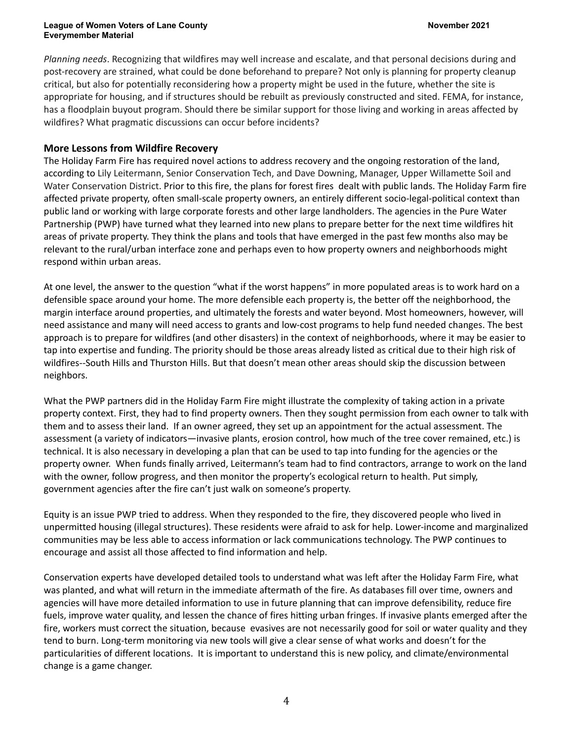*Planning needs*. Recognizing that wildfires may well increase and escalate, and that personal decisions during and post-recovery are strained, what could be done beforehand to prepare? Not only is planning for property cleanup critical, but also for potentially reconsidering how a property might be used in the future, whether the site is appropriate for housing, and if structures should be rebuilt as previously constructed and sited. FEMA, for instance, has a floodplain buyout program. Should there be similar support for those living and working in areas affected by wildfires? What pragmatic discussions can occur before incidents?

## More Lessons from Wildfire Recovery

The Holiday Farm Fire has required novel actions to address recovery and the ongoing restoration of the land, according to Lily Leitermann, Senior Conservation Tech, and Dave Downing, Manager, Upper Willamette Soil and Water Conservation District. Prior to this fire, the plans for forest fires dealt with public lands. The Holiday Farm fire affected private property, often small-scale property owners, an entirely different socio-legal-political context than public land or working with large corporate forests and other large landholders. The agencies in the Pure Water Partnership (PWP) have turned what they learned into new plans to prepare better for the next time wildfires hit areas of private property. They think the plans and tools that have emerged in the past few months also may be relevant to the rural/urban interface zone and perhaps even to how property owners and neighborhoods might respond within urban areas.

At one level, the answer to the question "what if the worst happens" in more populated areas is to work hard on a defensible space around your home. The more defensible each property is, the better off the neighborhood, the margin interface around properties, and ultimately the forests and water beyond. Most homeowners, however, will need assistance and many will need access to grants and low-cost programs to help fund needed changes. The best approach is to prepare for wildfires (and other disasters) in the context of neighborhoods, where it may be easier to tap into expertise and funding. The priority should be those areas already listed as critical due to their high risk of wildfires--South Hills and Thurston Hills. But that doesn't mean other areas should skip the discussion between neighbors.

What the PWP partners did in the Holiday Farm Fire might illustrate the complexity of taking action in a private property context. First, they had to find property owners. Then they sought permission from each owner to talk with them and to assess their land. If an owner agreed, they set up an appointment for the actual assessment. The assessment (a variety of indicators—invasive plants, erosion control, how much of the tree cover remained, etc.) is technical. It is also necessary in developing a plan that can be used to tap into funding for the agencies or the property owner. When funds finally arrived, Leitermann's team had to find contractors, arrange to work on the land with the owner, follow progress, and then monitor the property's ecological return to health. Put simply, government agencies after the fire can't just walk on someone's property.

Equity is an issue PWP tried to address. When they responded to the fire, they discovered people who lived in unpermitted housing (illegal structures). These residents were afraid to ask for help. Lower-income and marginalized communities may be less able to access information or lack communications technology. The PWP continues to encourage and assist all those affected to find information and help.

Conservation experts have developed detailed tools to understand what was left after the Holiday Farm Fire, what was planted, and what will return in the immediate aftermath of the fire. As databases fill over time, owners and agencies will have more detailed information to use in future planning that can improve defensibility, reduce fire fuels, improve water quality, and lessen the chance of fires hitting urban fringes. If invasive plants emerged after the fire, workers must correct the situation, because evasives are not necessarily good for soil or water quality and they tend to burn. Long-term monitoring via new tools will give a clear sense of what works and doesn't for the particularities of different locations. It is important to understand this is new policy, and climate/environmental change is a game changer.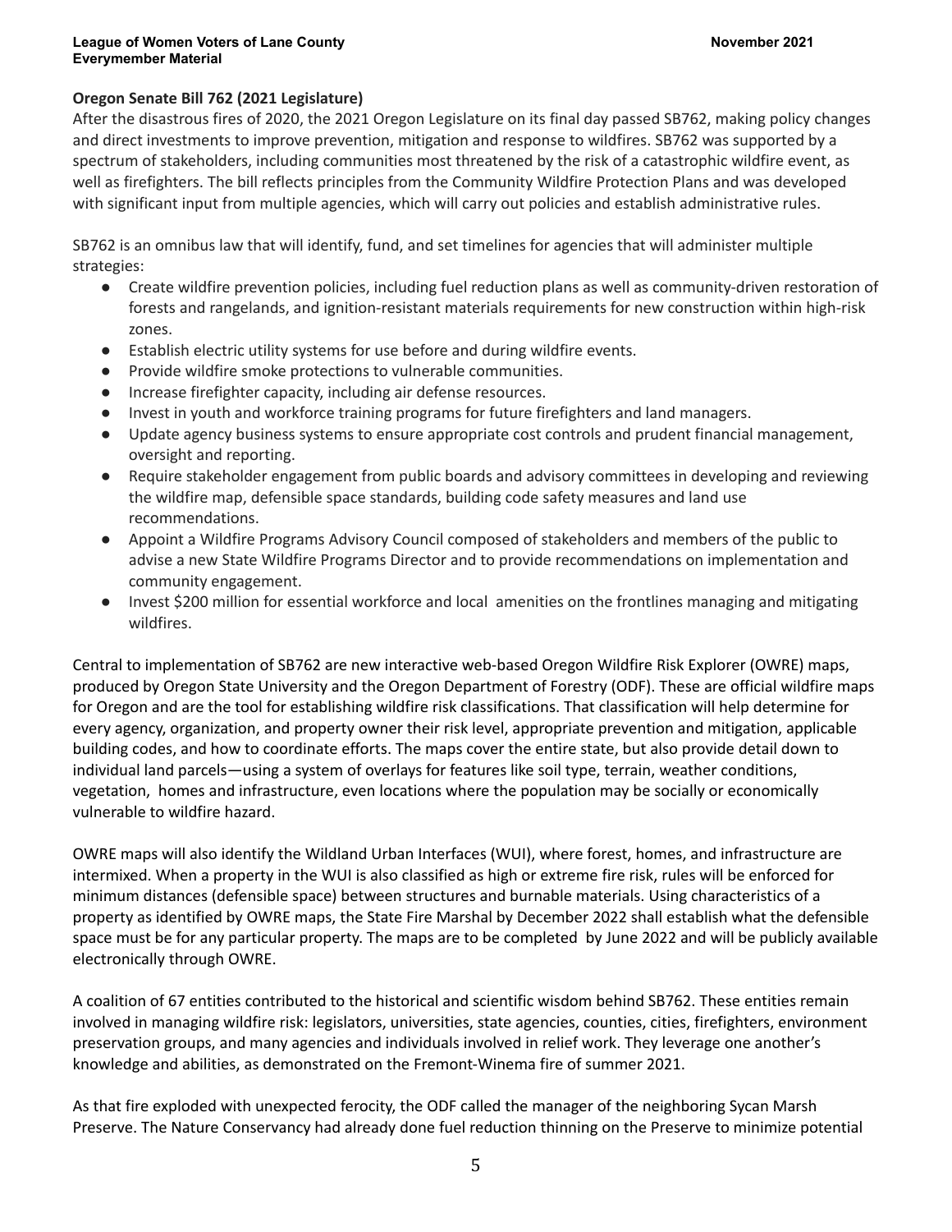**Oregon Senate Bill 762 (2021 Legislature)**

After the disastrous fires of 2020, the 2021 Oregon Legislature on its final day passed SB762, making policy changes and direct investments to improve prevention, mitigation and response to wildfires. SB762 was supported by a spectrum of stakeholders, including communities most threatened by the risk of a catastrophic wildfire event, as well as firefighters. The bill reflects principles from the Community Wildfire Protection Plans and was developed with significant input from multiple agencies, which will carry out policies and establish administrative rules.

SB762 is an omnibus law that will identify, fund, and set timelines for agencies that will administer multiple strategies:

- Create wildfire prevention policies, including fuel reduction plans as well as community-driven restoration of forests and rangelands, and ignition-resistant materials requirements for new construction within high-risk zones.
- Establish electric utility systems for use before and during wildfire events.
- Provide wildfire smoke protections to vulnerable communities.
- Increase firefighter capacity, including air defense resources.
- Invest in youth and workforce training programs for future firefighters and land managers.
- Update agency business systems to ensure appropriate cost controls and prudent financial management, oversight and reporting.
- Require stakeholder engagement from public boards and advisory committees in developing and reviewing the wildfire map, defensible space standards, building code safety measures and land use recommendations.
- Appoint a Wildfire Programs Advisory Council composed of stakeholders and members of the public to advise a new State Wildfire Programs Director and to provide recommendations on implementation and community engagement.
- Invest $200 million for essential workforce and local amenities on the frontlines managing and mitigating wildfires.

Central to implementation of SB762 are new interactive web-based Oregon Wildfire Risk Explorer (OWRE) maps, produced by Oregon State University and the Oregon Department of Forestry (ODF). These are official wildfire maps for Oregon and are the tool for establishing wildfire risk classifications. That classification will help determine for every agency, organization, and property owner their risk level, appropriate prevention and mitigation, applicable building codes, and how to coordinate efforts. The maps cover the entire state, but also provide detail down to individual land parcels—using a system of overlays for features like soil type, terrain, weather conditions, vegetation, homes and infrastructure, even locations where the population may be socially or economically vulnerable to wildfire hazard.

OWRE maps will also identify the Wildland Urban Interfaces (WUI), where forest, homes, and infrastructure are intermixed. When a property in the WUI is also classified as high or extreme fire risk, rules will be enforced for minimum distances (defensible space) between structures and burnable materials. Using characteristics of a property as identified by OWRE maps, the State Fire Marshal by December 2022 shall establish what the defensible space must be for any particular property. The maps are to be completed by June 2022 and will be publicly available electronically through OWRE.

A coalition of 67 entities contributed to the historical and scientific wisdom behind SB762. These entities remain involved in managing wildfire risk: legislators, universities, state agencies, counties, cities, firefighters, environment preservation groups, and many agencies and individuals involved in relief work. They leverage one another's knowledge and abilities, as demonstrated on the Fremont-Winema fire of summer 2021.

As that fire exploded with unexpected ferocity, the ODF called the manager of the neighboring Sycan Marsh Preserve. The Nature Conservancy had already done fuel reduction thinning on the Preserve to minimize potential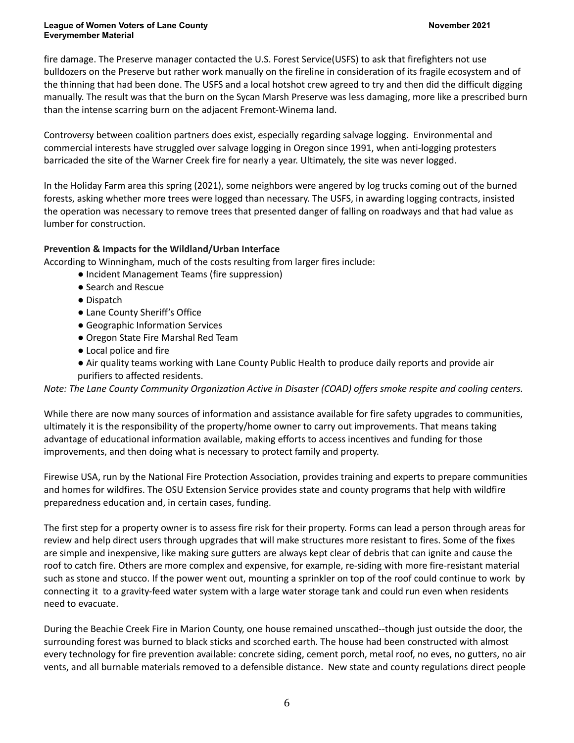fire damage. The Preserve manager contacted the U.S. Forest Service(USFS) to ask that firefighters not use bulldozers on the Preserve but rather work manually on the fireline in consideration of its fragile ecosystem and of the thinning that had been done. The USFS and a local hotshot crew agreed to try and then did the difficult digging manually. The result was that the burn on the Sycan Marsh Preserve was less damaging, more like a prescribed burn than the intense scarring burn on the adjacent Fremont-Winema land.

Controversy between coalition partners does exist, especially regarding salvage logging. Environmental and commercial interests have struggled over salvage logging in Oregon since 1991, when anti-logging protesters barricaded the site of the Warner Creek fire for nearly a year. Ultimately, the site was never logged.

In the Holiday Farm area this spring (2021), some neighbors were angered by log trucks coming out of the burned forests, asking whether more trees were logged than necessary. The USFS, in awarding logging contracts, insisted the operation was necessary to remove trees that presented danger of falling on roadways and that had value as lumber for construction.

**Prevention & Impacts for the Wildland/Urban Interface**

According to Winningham, much of the costs resulting from larger fires include:

- Incident Management Teams (fire suppression)
- Search and Rescue
- Dispatch
- Lane County Sheriff's Office
- Geographic Information Services
- Oregon State Fire Marshal Red Team
- Local police and fire
- Air quality teams working with Lane County Public Health to produce daily reports and provide air purifiers to affected residents.

*Note: The Lane County Community Organization Active in Disaster (COAD) offers smoke respite and cooling centers.*

While there are now many sources of information and assistance available for fire safety upgrades to communities, ultimately it is the responsibility of the property/home owner to carry out improvements. That means taking advantage of educational information available, making efforts to access incentives and funding for those improvements, and then doing what is necessary to protect family and property.

Firewise USA, run by the National Fire Protection Association, provides training and experts to prepare communities and homes for wildfires. The OSU Extension Service provides state and county programs that help with wildfire preparedness education and, in certain cases, funding.

The first step for a property owner is to assess fire risk for their property. Forms can lead a person through areas for review and help direct users through upgrades that will make structures more resistant to fires. Some of the fixes are simple and inexpensive, like making sure gutters are always kept clear of debris that can ignite and cause the roof to catch fire. Others are more complex and expensive, for example, re-siding with more fire-resistant material such as stone and stucco. If the power went out, mounting a sprinkler on top of the roof could continue to work by connecting it to a gravity-feed water system with a large water storage tank and could run even when residents need to evacuate.

During the Beachie Creek Fire in Marion County, one house remained unscathed--though just outside the door, the surrounding forest was burned to black sticks and scorched earth. The house had been constructed with almost every technology for fire prevention available: concrete siding, cement porch, metal roof, no eves, no gutters, no air vents, and all burnable materials removed to a defensible distance. New state and county regulations direct people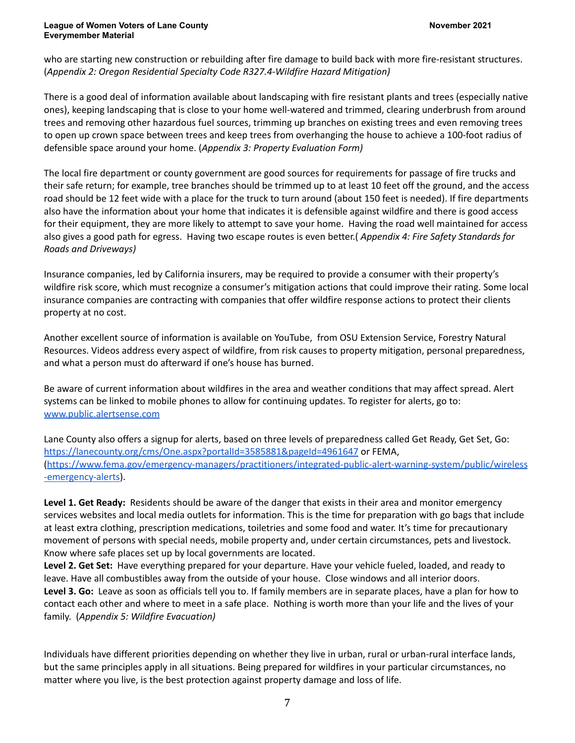who are starting new construction or rebuilding after fire damage to build back with more fire-resistant structures. (*Appendix 2: Oregon Residential Specialty Code R327.4-Wildfire Hazard Mitigation)*

There is a good deal of information available about landscaping with fire resistant plants and trees (especially native ones), keeping landscaping that is close to your home well-watered and trimmed, clearing underbrush from around trees and removing other hazardous fuel sources, trimming up branches on existing trees and even removing trees to open up crown space between trees and keep trees from overhanging the house to achieve a 100-foot radius of defensible space around your home. (*Appendix 3: Property Evaluation Form)*

The local fire department or county government are good sources for requirements for passage of fire trucks and their safe return; for example, tree branches should be trimmed up to at least 10 feet off the ground, and the access road should be 12 feet wide with a place for the truck to turn around (about 150 feet is needed). If fire departments also have the information about your home that indicates it is defensible against wildfire and there is good access for their equipment, they are more likely to attempt to save your home. Having the road well maintained for access also gives a good path for egress. Having two escape routes is even better.( *Appendix 4: Fire Safety Standards for Roads and Driveways)*

Insurance companies, led by California insurers, may be required to provide a consumer with their property's wildfire risk score, which must recognize a consumer's mitigation actions that could improve their rating. Some local insurance companies are contracting with companies that offer wildfire response actions to protect their clients property at no cost.

Another excellent source of information is available on YouTube, from OSU Extension Service, Forestry Natural Resources. Videos address every aspect of wildfire, from risk causes to property mitigation, personal preparedness, and what a person must do afterward if one's house has burned.

Be aware of current information about wildfires in the area and weather conditions that may affect spread. Alert systems can be linked to mobile phones to allow for continuing updates. To register for alerts, go to: [www.public.alertsense.com](www.public.alertsense.com)

Lane County also offers a signup for alerts, based on three levels of preparedness called Get Ready, Get Set, Go: [https://lanecounty.org/cms/One.aspx?portalId=3585881&pageId=4961647](https://lanecounty.org/cms/One.aspx?portalId=3585881&pageId=4961647) or FEMA, ([https://www.fema.gov/emergency-managers/practitioners/integrated-public-alert-warning-system/public/wireless-emergency-alerts](https://www.fema.gov/emergency-managers/practitioners/integrated-public-alert-warning-system/public/wireless-emergency-alerts)).

**Level 1. Get Ready:** Residents should be aware of the danger that exists in their area and monitor emergency services websites and local media outlets for information. This is the time for preparation with go bags that include at least extra clothing, prescription medications, toiletries and some food and water. It's time for precautionary movement of persons with special needs, mobile property and, under certain circumstances, pets and livestock. Know where safe places set up by local governments are located.
**Level 2. Get Set:** Have everything prepared for your departure. Have your vehicle fueled, loaded, and ready to leave. Have all combustibles away from the outside of your house. Close windows and all interior doors.
**Level 3. Go:** Leave as soon as officials tell you to. If family members are in separate places, have a plan for how to contact each other and where to meet in a safe place. Nothing is worth more than your life and the lives of your family. (*Appendix 5: Wildfire Evacuation)*

Individuals have different priorities depending on whether they live in urban, rural or urban-rural interface lands, but the same principles apply in all situations. Being prepared for wildfires in your particular circumstances, no matter where you live, is the best protection against property damage and loss of life.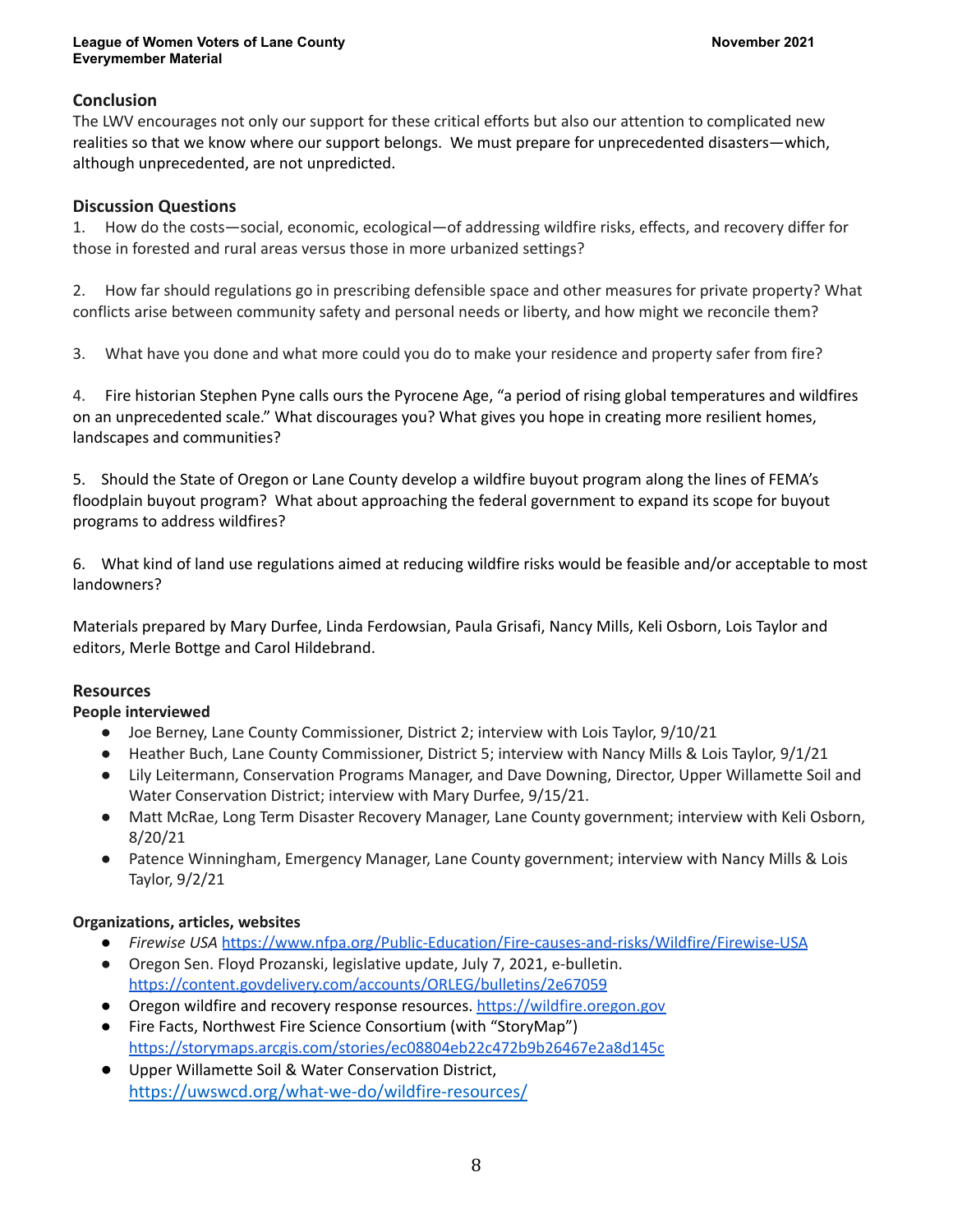## Conclusion

The LWV encourages not only our support for these critical efforts but also our attention to complicated new realities so that we know where our support belongs. We must prepare for unprecedented disasters—which, although unprecedented, are not unpredicted.

## Discussion Questions

1. How do the costs—social, economic, ecological—of addressing wildfire risks, effects, and recovery differ for those in forested and rural areas versus those in more urbanized settings?

2. How far should regulations go in prescribing defensible space and other measures for private property? What conflicts arise between community safety and personal needs or liberty, and how might we reconcile them?

3. What have you done and what more could you do to make your residence and property safer from fire?

4. Fire historian Stephen Pyne calls ours the Pyrocene Age, "a period of rising global temperatures and wildfires on an unprecedented scale." What discourages you? What gives you hope in creating more resilient homes, landscapes and communities?

5. Should the State of Oregon or Lane County develop a wildfire buyout program along the lines of FEMA's floodplain buyout program? What about approaching the federal government to expand its scope for buyout programs to address wildfires?

6. What kind of land use regulations aimed at reducing wildfire risks would be feasible and/or acceptable to most landowners?

Materials prepared by Mary Durfee, Linda Ferdowsian, Paula Grisafi, Nancy Mills, Keli Osborn, Lois Taylor and editors, Merle Bottge and Carol Hildebrand.

## Resources

### People interviewed

- Joe Berney, Lane County Commissioner, District 2; interview with Lois Taylor, 9/10/21
- Heather Buch, Lane County Commissioner, District 5; interview with Nancy Mills & Lois Taylor, 9/1/21
- Lily Leitermann, Conservation Programs Manager, and Dave Downing, Director, Upper Willamette Soil and Water Conservation District; interview with Mary Durfee, 9/15/21.
- Matt McRae, Long Term Disaster Recovery Manager, Lane County government; interview with Keli Osborn, 8/20/21
- Patence Winningham, Emergency Manager, Lane County government; interview with Nancy Mills & Lois Taylor, 9/2/21

### Organizations, articles, websites

- *Firewise USA* https://www.nfpa.org/Public-Education/Fire-causes-and-risks/Wildfire/Firewise-USA
- Oregon Sen. Floyd Prozanski, legislative update, July 7, 2021, e-bulletin. https://content.govdelivery.com/accounts/ORLEG/bulletins/2e67059
- Oregon wildfire and recovery response resources. https://wildfire.oregon.gov
- Fire Facts, Northwest Fire Science Consortium (with "StoryMap") https://storymaps.arcgis.com/stories/ec08804eb22c472b9b26467e2a8d145c
- Upper Willamette Soil & Water Conservation District, https://uwswcd.org/what-we-do/wildfire-resources/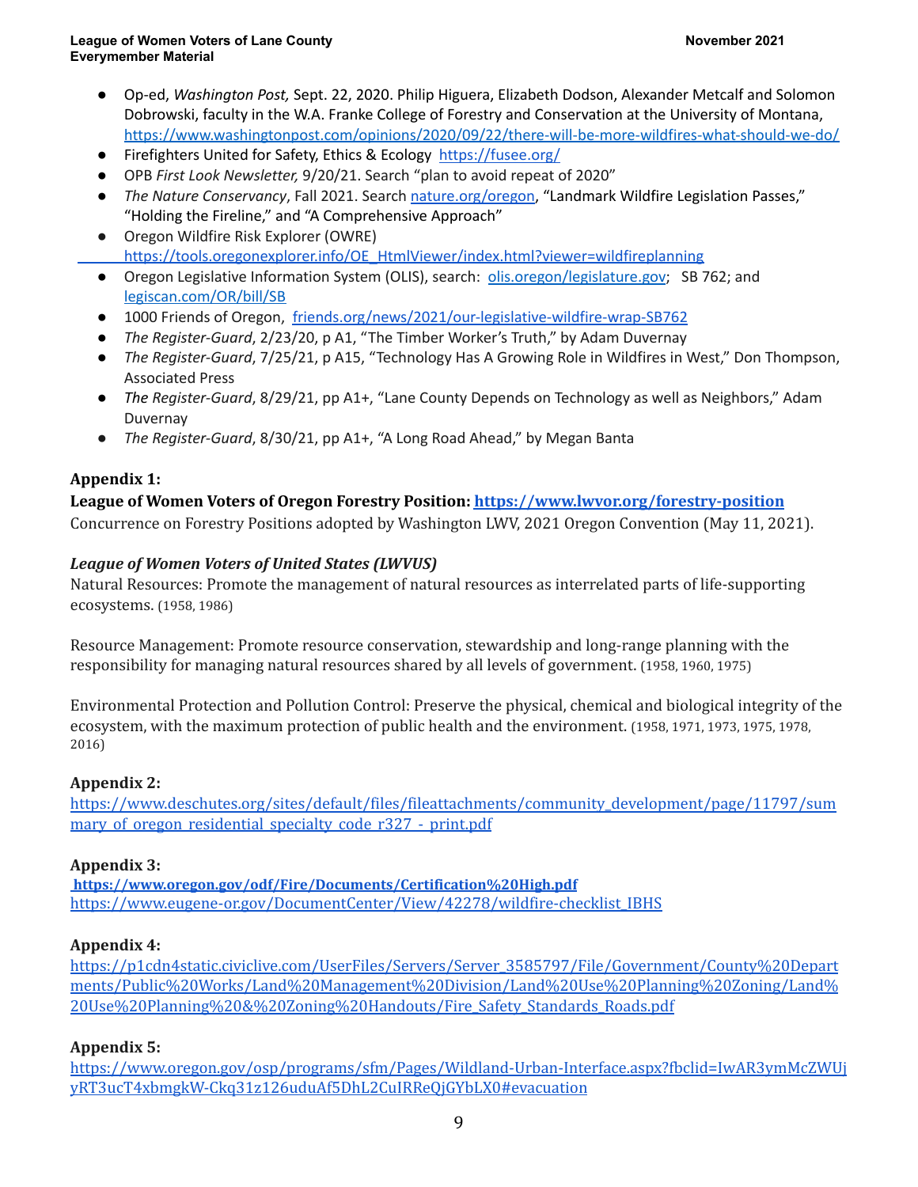- Op-ed, *Washington Post,* Sept. 22, 2020. Philip Higuera, Elizabeth Dodson, Alexander Metcalf and Solomon Dobrowski, faculty in the W.A. Franke College of Forestry and Conservation at the University of Montana, https://www.washingtonpost.com/opinions/2020/09/22/there-will-be-more-wildfires-what-should-we-do/
- Firefighters United for Safety, Ethics & Ecology https://fusee.org/
- OPB *First Look Newsletter,* 9/20/21. Search "plan to avoid repeat of 2020"
- *The Nature Conservancy*, Fall 2021. Search nature.org/oregon, "Landmark Wildfire Legislation Passes," "Holding the Fireline," and "A Comprehensive Approach"
- Oregon Wildfire Risk Explorer (OWRE) https://tools.oregonexplorer.info/OE_HtmlViewer/index.html?viewer=wildfireplanning
- Oregon Legislative Information System (OLIS), search: olis.oregon/legislature.gov; SB 762; and legiscan.com/OR/bill/SB
- 1000 Friends of Oregon, friends.org/news/2021/our-legislative-wildfire-wrap-SB762
- *The Register-Guard*, 2/23/20, p A1, "The Timber Worker's Truth," by Adam Duvernay
- *The Register-Guard*, 7/25/21, p A15, "Technology Has A Growing Role in Wildfires in West," Don Thompson, Associated Press
- *The Register-Guard*, 8/29/21, pp A1+, "Lane County Depends on Technology as well as Neighbors," Adam Duvernay
- *The Register-Guard*, 8/30/21, pp A1+, "A Long Road Ahead," by Megan Banta

**Appendix 1:**

**League of Women Voters of Oregon Forestry Position: https://www.lwvor.org/forestry-position**

Concurrence on Forestry Positions adopted by Washington LWV, 2021 Oregon Convention (May 11, 2021).

***League of Women Voters of United States (LWVUS)***

Natural Resources: Promote the management of natural resources as interrelated parts of life-supporting ecosystems. (1958, 1986)

Resource Management: Promote resource conservation, stewardship and long-range planning with the responsibility for managing natural resources shared by all levels of government. (1958, 1960, 1975)

Environmental Protection and Pollution Control: Preserve the physical, chemical and biological integrity of the ecosystem, with the maximum protection of public health and the environment. (1958, 1971, 1973, 1975, 1978, 2016)

**Appendix 2:**

https://www.deschutes.org/sites/default/files/fileattachments/community_development/page/11797/summary_of_oregon_residential_specialty_code_r327_-_print.pdf

**Appendix 3:**

**https://www.oregon.gov/odf/Fire/Documents/Certification%20High.pdf**

https://www.eugene-or.gov/DocumentCenter/View/42278/wildfire-checklist_IBHS

**Appendix 4:**

https://p1cdn4static.civiclive.com/UserFiles/Servers/Server_3585797/File/Government/County%20Departments/Public%20Works/Land%20Management%20Division/Land%20Use%20Planning%20Zoning/Land%20Use%20Planning%20&%20Zoning%20Handouts/Fire_Safety_Standards_Roads.pdf

**Appendix 5:**

https://www.oregon.gov/osp/programs/sfm/Pages/Wildland-Urban-Interface.aspx?fbclid=IwAR3ymMcZWUjyRT3ucT4xbmgkW-Ckq31z126uduAf5DhL2CuIRReQjGYbLX0#evacuation